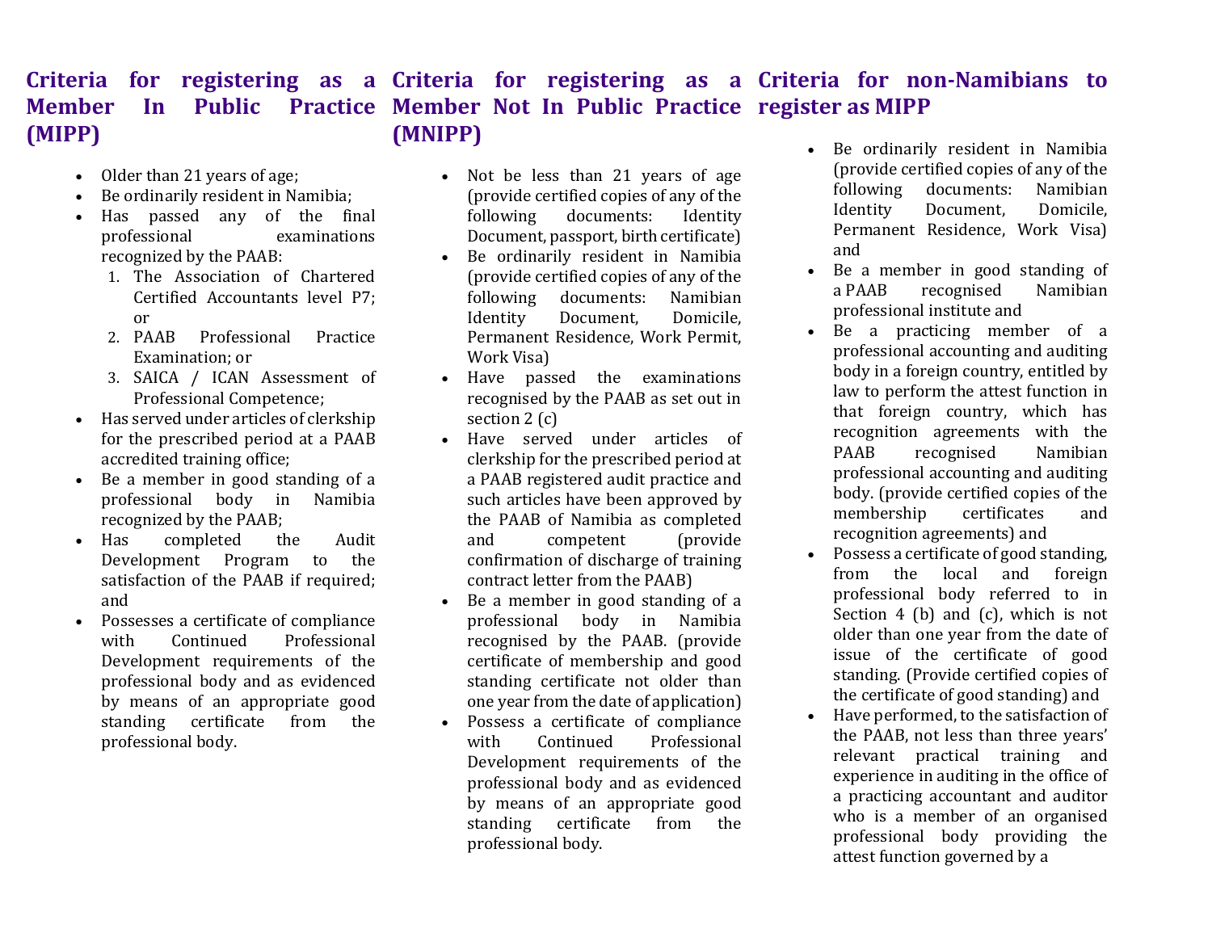## Criteria for registering as a Member In Public Practice (MIPP)

- Older than 21 years of age;
- Be ordinarily resident in Namibia;
- Has passed any of the final professional examinations recognized by the PAAB:
  1. The Association of Chartered Certified Accountants level P7; or
  2. PAAB Professional Practice Examination; or
  3. SAICA / ICAN Assessment of Professional Competence;
- Has served under articles of clerkship for the prescribed period at a PAAB accredited training office;
- Be a member in good standing of a professional body in Namibia recognized by the PAAB;
- Has completed the Audit Development Program to the satisfaction of the PAAB if required; and
- Possesses a certificate of compliance with Continued Professional Development requirements of the professional body and as evidenced by means of an appropriate good standing certificate from the professional body.

## Criteria for registering as a Member Not In Public Practice (MNIPP)

- Not be less than 21 years of age (provide certified copies of any of the following documents: Identity Document, passport, birth certificate)
- Be ordinarily resident in Namibia (provide certified copies of any of the following documents: Namibian Identity Document, Domicile, Permanent Residence, Work Permit, Work Visa)
- Have passed the examinations recognised by the PAAB as set out in section 2 (c)
- Have served under articles of clerkship for the prescribed period at a PAAB registered audit practice and such articles have been approved by the PAAB of Namibia as completed and competent (provide confirmation of discharge of training contract letter from the PAAB)
- Be a member in good standing of a professional body in Namibia recognised by the PAAB. (provide certificate of membership and good standing certificate not older than one year from the date of application)
- Possess a certificate of compliance with Continued Professional Development requirements of the professional body and as evidenced by means of an appropriate good standing certificate from the professional body.

## Criteria for non-Namibians to register as MIPP

- Be ordinarily resident in Namibia (provide certified copies of any of the following documents: Namibian Identity Document, Domicile, Permanent Residence, Work Visa) and
- Be a member in good standing of a PAAB recognised Namibian professional institute and
- Be a practicing member of a professional accounting and auditing body in a foreign country, entitled by law to perform the attest function in that foreign country, which has recognition agreements with the PAAB recognised Namibian professional accounting and auditing body. (provide certified copies of the membership certificates and recognition agreements) and
- Possess a certificate of good standing, from the local and foreign professional body referred to in Section 4 (b) and (c), which is not older than one year from the date of issue of the certificate of good standing. (Provide certified copies of the certificate of good standing) and
- Have performed, to the satisfaction of the PAAB, not less than three years' relevant practical training and experience in auditing in the office of a practicing accountant and auditor who is a member of an organised professional body providing the attest function governed by a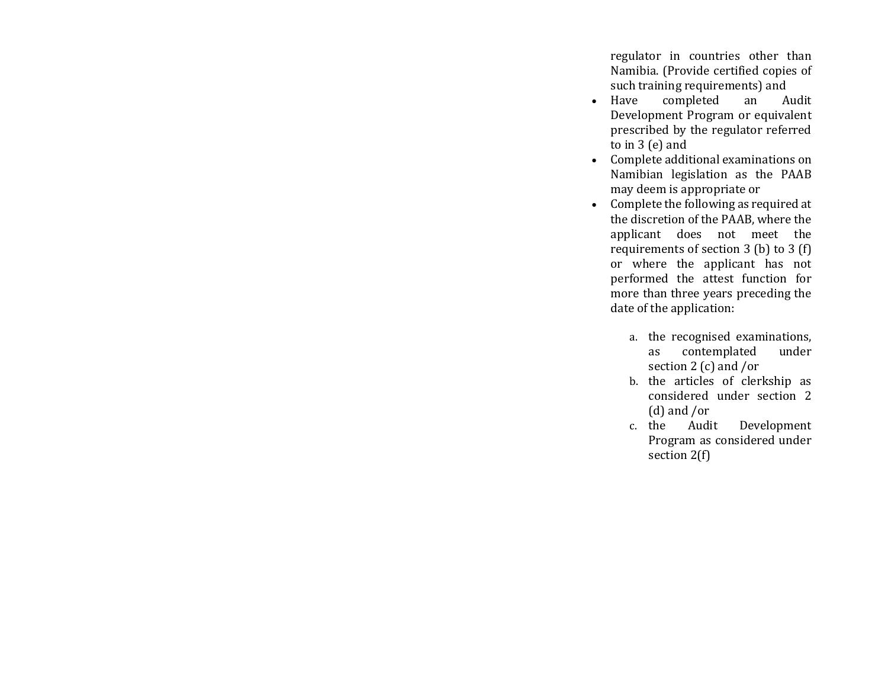regulator in countries other than Namibia. (Provide certified copies of such training requirements) and

- Have completed an Audit Development Program or equivalent prescribed by the regulator referred to in 3 (e) and
- Complete additional examinations on Namibian legislation as the PAAB may deem is appropriate or
- Complete the following as required at the discretion of the PAAB, where the applicant does not meet the requirements of section 3 (b) to 3 (f) or where the applicant has not performed the attest function for more than three years preceding the date of the application:

  a. the recognised examinations, as contemplated under section 2 (c) and /or
  b. the articles of clerkship as considered under section 2 (d) and /or
  c. the Audit Development Program as considered under section 2(f)